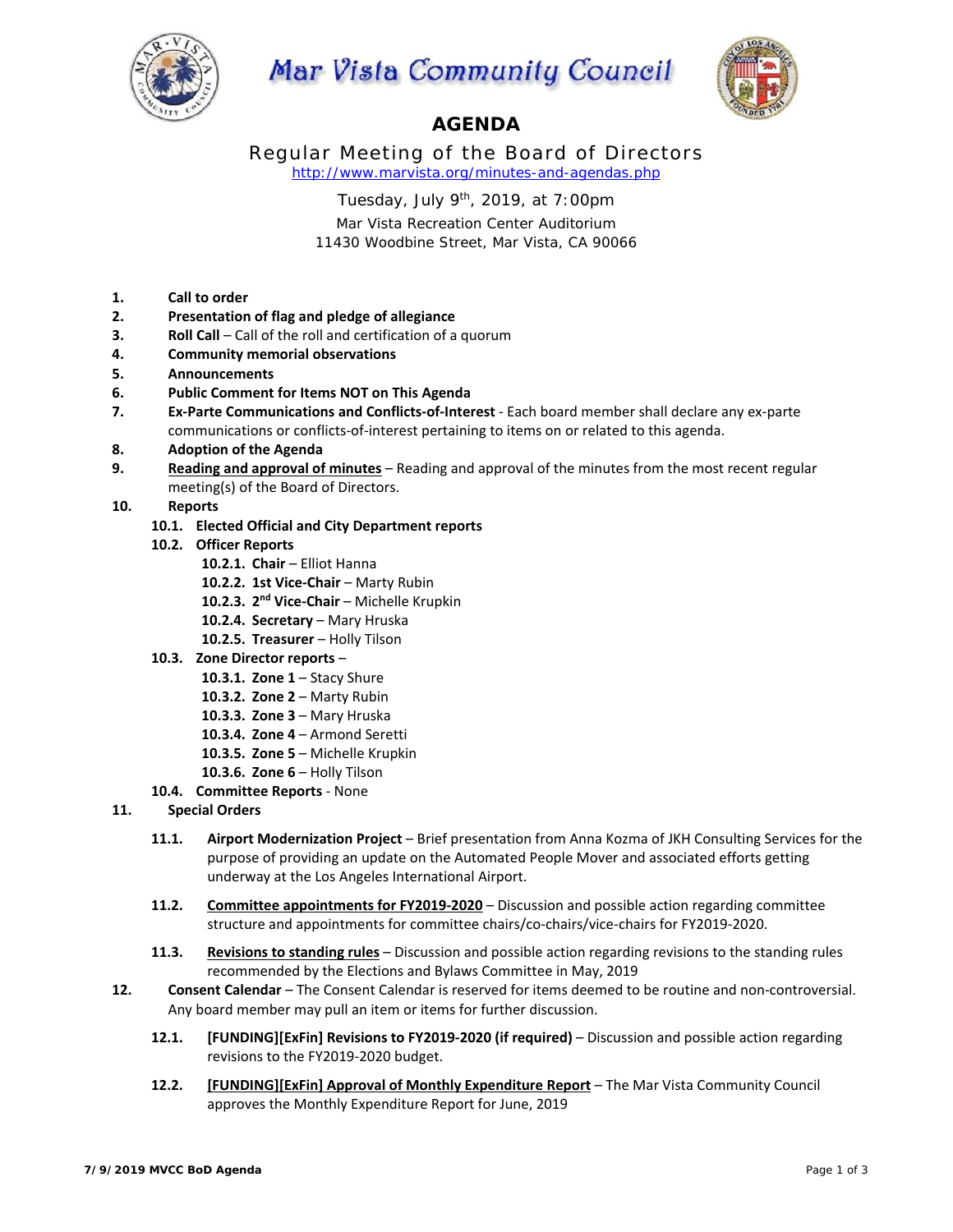# Mar Vista Community Council

## AGENDA

### Regular Meeting of the Board of Directors

http://www.marvista.org/minutes-and-agendas.php

Tuesday, July 9th, 2019, at 7:00pm

Mar Vista Recreation Center Auditorium
11430 Woodbine Street, Mar Vista, CA 90066

1. **Call to order**
2. **Presentation of flag and pledge of allegiance**
3. **Roll Call** – Call of the roll and certification of a quorum
4. **Community memorial observations**
5. **Announcements**
6. **Public Comment for Items NOT on This Agenda**
7. **Ex-Parte Communications and Conflicts-of-Interest** - Each board member shall declare any ex-parte communications or conflicts-of-interest pertaining to items on or related to this agenda.
8. **Adoption of the Agenda**
9. **Reading and approval of minutes** – Reading and approval of the minutes from the most recent regular meeting(s) of the Board of Directors.
10. **Reports**
    - **10.1. Elected Official and City Department reports**
    - **10.2. Officer Reports**
        - **10.2.1. Chair** – Elliot Hanna
        - **10.2.2. 1st Vice-Chair** – Marty Rubin
        - **10.2.3. 2nd Vice-Chair** – Michelle Krupkin
        - **10.2.4. Secretary** – Mary Hruska
        - **10.2.5. Treasurer** – Holly Tilson
    - **10.3. Zone Director reports** –
        - **10.3.1. Zone 1** – Stacy Shure
        - **10.3.2. Zone 2** – Marty Rubin
        - **10.3.3. Zone 3** – Mary Hruska
        - **10.3.4. Zone 4** – Armond Seretti
        - **10.3.5. Zone 5** – Michelle Krupkin
        - **10.3.6. Zone 6** – Holly Tilson
    - **10.4. Committee Reports** - None
11. **Special Orders**
    - **11.1. Airport Modernization Project** – Brief presentation from Anna Kozma of JKH Consulting Services for the purpose of providing an update on the Automated People Mover and associated efforts getting underway at the Los Angeles International Airport.
    - **11.2. Committee appointments for FY2019-2020** – Discussion and possible action regarding committee structure and appointments for committee chairs/co-chairs/vice-chairs for FY2019-2020.
    - **11.3. Revisions to standing rules** – Discussion and possible action regarding revisions to the standing rules recommended by the Elections and Bylaws Committee in May, 2019
12. **Consent Calendar** – The Consent Calendar is reserved for items deemed to be routine and non-controversial. Any board member may pull an item or items for further discussion.
    - **12.1. [FUNDING][ExFin] Revisions to FY2019-2020 (if required)** – Discussion and possible action regarding revisions to the FY2019-2020 budget.
    - **12.2. [FUNDING][ExFin] Approval of Monthly Expenditure Report** – The Mar Vista Community Council approves the Monthly Expenditure Report for June, 2019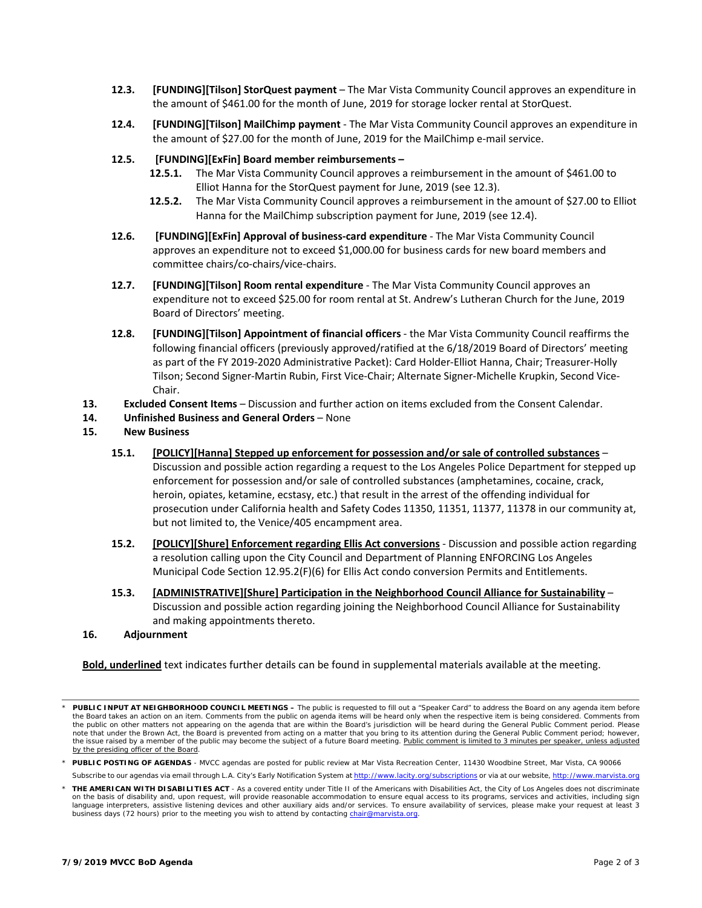**12.3.** **[FUNDING][Tilson] StorQuest payment** – The Mar Vista Community Council approves an expenditure in the amount of $461.00 for the month of June, 2019 for storage locker rental at StorQuest.

**12.4.** **[FUNDING][Tilson] MailChimp payment** - The Mar Vista Community Council approves an expenditure in the amount of $27.00 for the month of June, 2019 for the MailChimp e-mail service.

**12.5.** **[FUNDING][ExFin] Board member reimbursements –**

- **12.5.1.** The Mar Vista Community Council approves a reimbursement in the amount of $461.00 to Elliot Hanna for the StorQuest payment for June, 2019 (see 12.3).
- **12.5.2.** The Mar Vista Community Council approves a reimbursement in the amount of $27.00 to Elliot Hanna for the MailChimp subscription payment for June, 2019 (see 12.4).

**12.6.** **[FUNDING][ExFin] Approval of business-card expenditure** - The Mar Vista Community Council approves an expenditure not to exceed $1,000.00 for business cards for new board members and committee chairs/co-chairs/vice-chairs.

**12.7.** **[FUNDING][Tilson] Room rental expenditure** - The Mar Vista Community Council approves an expenditure not to exceed $25.00 for room rental at St. Andrew's Lutheran Church for the June, 2019 Board of Directors' meeting.

**12.8.** **[FUNDING][Tilson] Appointment of financial officers** - the Mar Vista Community Council reaffirms the following financial officers (previously approved/ratified at the 6/18/2019 Board of Directors' meeting as part of the FY 2019-2020 Administrative Packet): Card Holder-Elliot Hanna, Chair; Treasurer-Holly Tilson; Second Signer-Martin Rubin, First Vice-Chair; Alternate Signer-Michelle Krupkin, Second Vice-Chair.

**13.** **Excluded Consent Items** – Discussion and further action on items excluded from the Consent Calendar.

**14.** **Unfinished Business and General Orders** – None

**15.** **New Business**

**15.1.** **<u>[POLICY][Hanna] Stepped up enforcement for possession and/or sale of controlled substances</u>** – Discussion and possible action regarding a request to the Los Angeles Police Department for stepped up enforcement for possession and/or sale of controlled substances (amphetamines, cocaine, crack, heroin, opiates, ketamine, ecstasy, etc.) that result in the arrest of the offending individual for prosecution under California health and Safety Codes 11350, 11351, 11377, 11378 in our community at, but not limited to, the Venice/405 encampment area.

**15.2.** **<u>[POLICY][Shure] Enforcement regarding Ellis Act conversions</u>** - Discussion and possible action regarding a resolution calling upon the City Council and Department of Planning ENFORCING Los Angeles Municipal Code Section 12.95.2(F)(6) for Ellis Act condo conversion Permits and Entitlements.

**15.3.** **<u>[ADMINISTRATIVE][Shure] Participation in the Neighborhood Council Alliance for Sustainability</u>** – Discussion and possible action regarding joining the Neighborhood Council Alliance for Sustainability and making appointments thereto.

**16.** **Adjournment**

**<u>Bold, underlined</u>** text indicates further details can be found in supplemental materials available at the meeting.

---

- **PUBLIC INPUT AT NEIGHBORHOOD COUNCIL MEETINGS –** The public is requested to fill out a "Speaker Card" to address the Board on any agenda item before the Board takes an action on an item. Comments from the public on agenda items will be heard only when the respective item is being considered. Comments from the public on other matters not appearing on the agenda that are within the Board's jurisdiction will be heard during the General Public Comment period. Please note that under the Brown Act, the Board is prevented from acting on a matter that you bring to its attention during the General Public Comment period; however, the issue raised by a member of the public may become the subject of a future Board meeting. <u>Public comment is limited to 3 minutes per speaker, unless adjusted by the presiding officer of the Board</u>.
- **PUBLIC POSTING OF AGENDAS** - MVCC agendas are posted for public review at Mar Vista Recreation Center, 11430 Woodbine Street, Mar Vista, CA 90066

  Subscribe to our agendas via email through L.A. City's Early Notification System at http://www.lacity.org/subscriptions or via at our website, http://www.marvista.org
- **THE AMERICAN WITH DISABILITIES ACT** - As a covered entity under Title II of the Americans with Disabilities Act, the City of Los Angeles does not discriminate on the basis of disability and, upon request, will provide reasonable accommodation to ensure equal access to its programs, services and activities, including sign language interpreters, assistive listening devices and other auxiliary aids and/or services. To ensure availability of services, please make your request at least 3 business days (72 hours) prior to the meeting you wish to attend by contacting chair@marvista.org.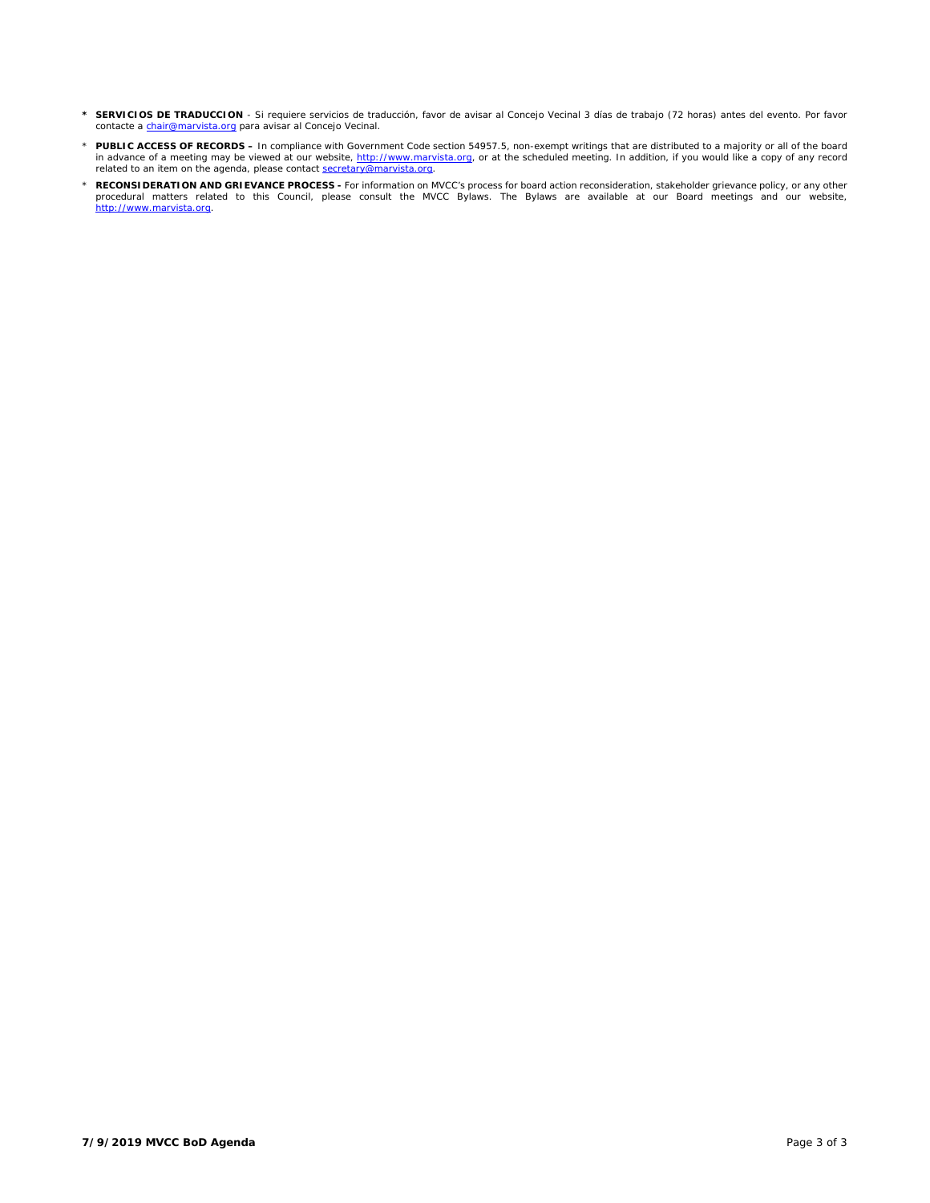- **SERVICIOS DE TRADUCCION** - Si requiere servicios de traducción, favor de avisar al Concejo Vecinal 3 días de trabajo (72 horas) antes del evento. Por favor contacte a chair@marvista.org para avisar al Concejo Vecinal.

- **PUBLIC ACCESS OF RECORDS –** In compliance with Government Code section 54957.5, non-exempt writings that are distributed to a majority or all of the board in advance of a meeting may be viewed at our website, http://www.marvista.org, or at the scheduled meeting. In addition, if you would like a copy of any record related to an item on the agenda, please contact secretary@marvista.org.

- **RECONSIDERATION AND GRIEVANCE PROCESS -** For information on MVCC's process for board action reconsideration, stakeholder grievance policy, or any other procedural matters related to this Council, please consult the MVCC Bylaws. The Bylaws are available at our Board meetings and our website, http://www.marvista.org.